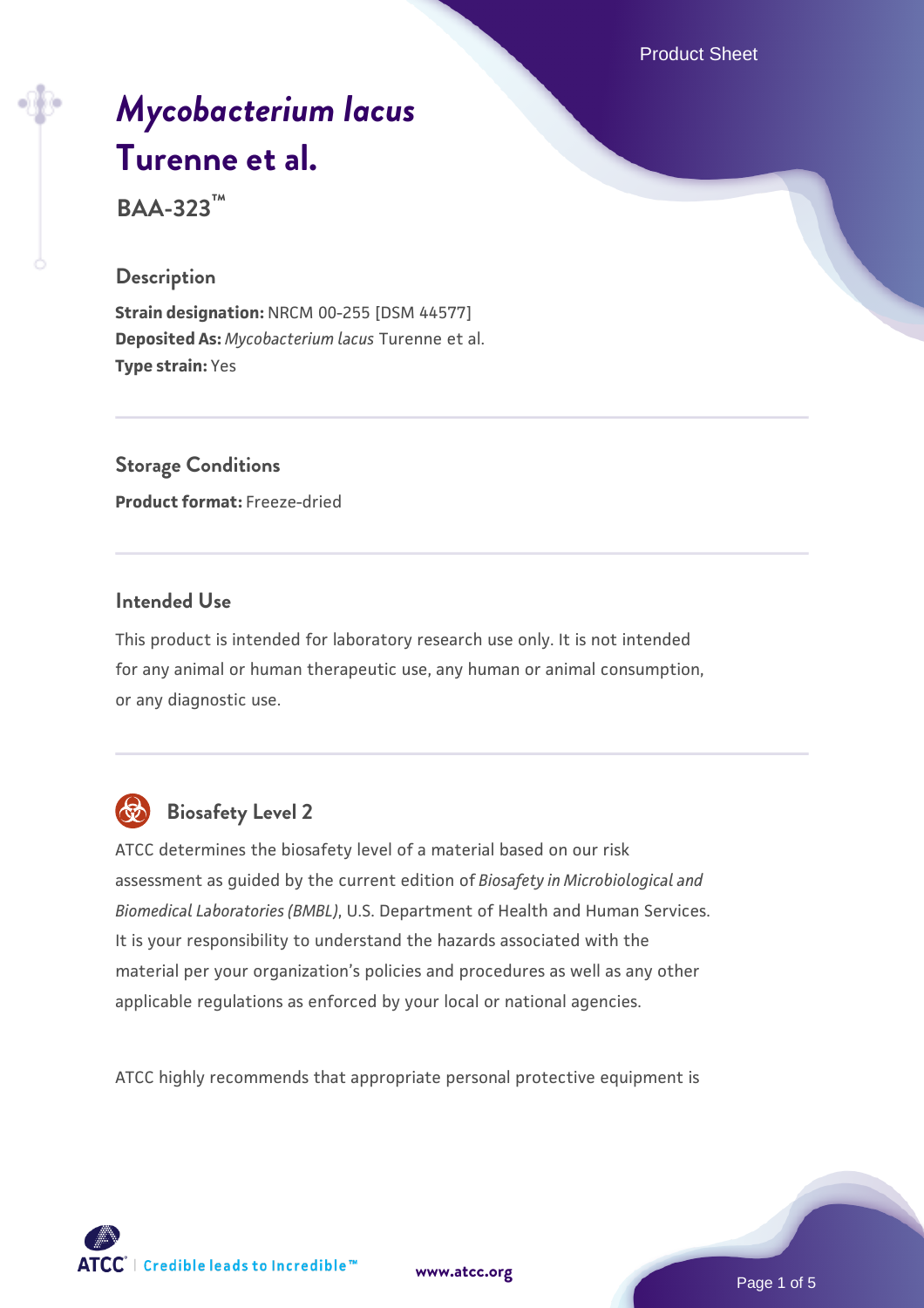# *Mycobacterium lacus* Turenne et al.

**BAA-323™**

## Description

**Strain designation:** NRCM 00-255 [DSM 44577]
**Deposited As:** *Mycobacterium lacus* Turenne et al.
**Type strain:** Yes

## Storage Conditions

**Product format:** Freeze-dried

## Intended Use

This product is intended for laboratory research use only. It is not intended for any animal or human therapeutic use, any human or animal consumption, or any diagnostic use.

## Biosafety Level 2

ATCC determines the biosafety level of a material based on our risk assessment as guided by the current edition of *Biosafety in Microbiological and Biomedical Laboratories (BMBL)*, U.S. Department of Health and Human Services. It is your responsibility to understand the hazards associated with the material per your organization's policies and procedures as well as any other applicable regulations as enforced by your local or national agencies.

ATCC highly recommends that appropriate personal protective equipment is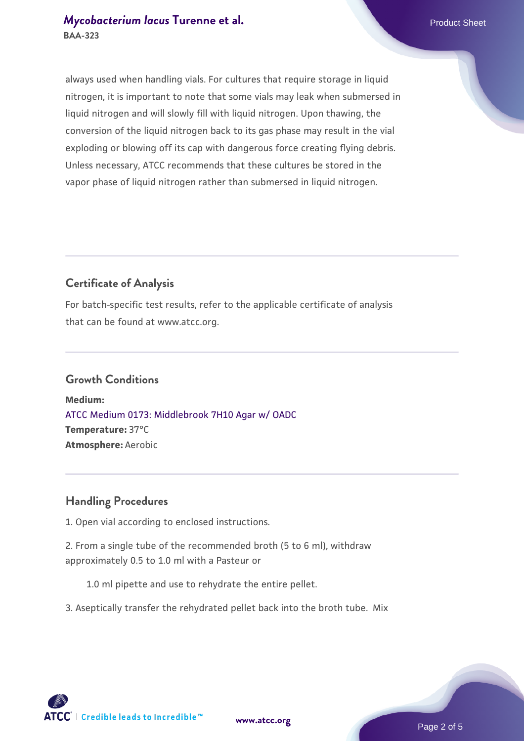always used when handling vials. For cultures that require storage in liquid nitrogen, it is important to note that some vials may leak when submersed in liquid nitrogen and will slowly fill with liquid nitrogen. Upon thawing, the conversion of the liquid nitrogen back to its gas phase may result in the vial exploding or blowing off its cap with dangerous force creating flying debris. Unless necessary, ATCC recommends that these cultures be stored in the vapor phase of liquid nitrogen rather than submersed in liquid nitrogen.

## Certificate of Analysis

For batch-specific test results, refer to the applicable certificate of analysis that can be found at www.atcc.org.

## Growth Conditions

**Medium:**
ATCC Medium 0173: Middlebrook 7H10 Agar w/ OADC
**Temperature:** 37°C
**Atmosphere:** Aerobic

## Handling Procedures

1. Open vial according to enclosed instructions.

2. From a single tube of the recommended broth (5 to 6 ml), withdraw approximately 0.5 to 1.0 ml with a Pasteur or

   1.0 ml pipette and use to rehydrate the entire pellet.

3. Aseptically transfer the rehydrated pellet back into the broth tube. Mix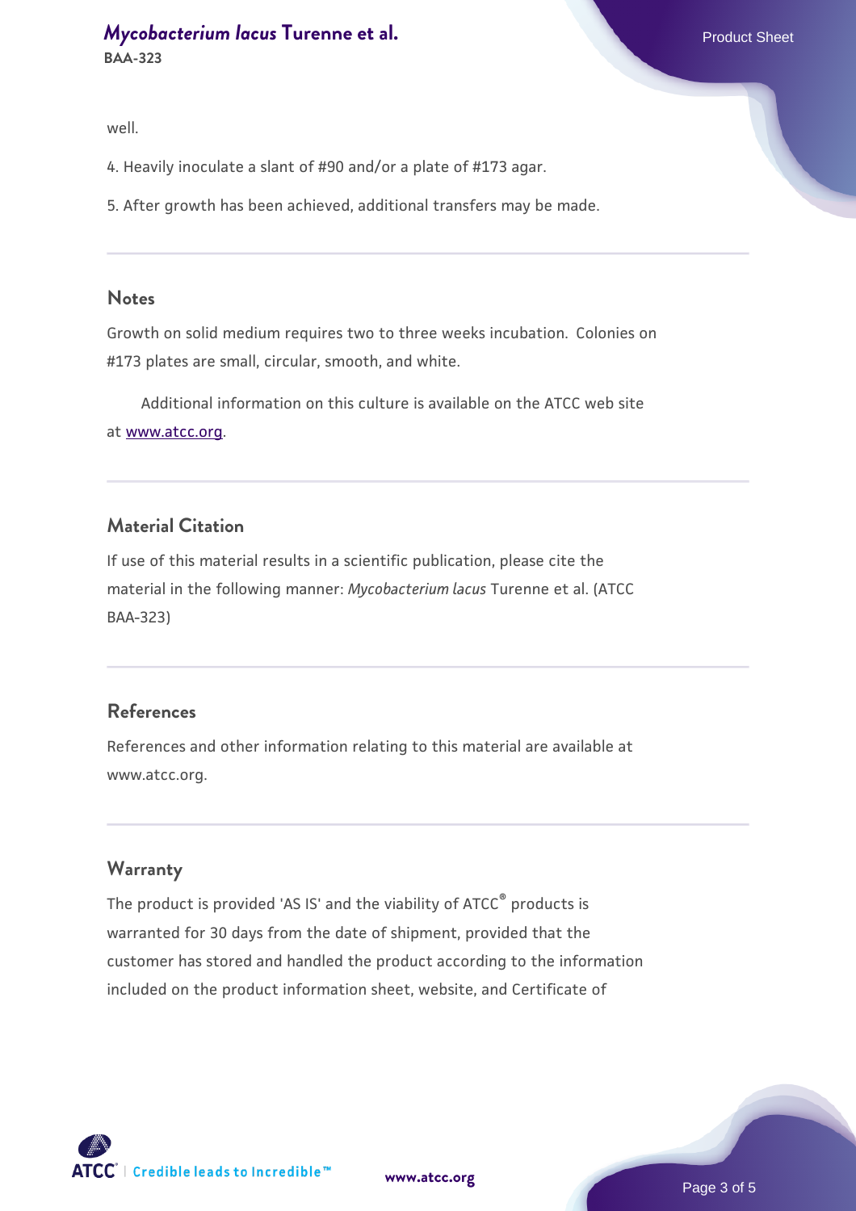well.

4. Heavily inoculate a slant of #90 and/or a plate of #173 agar.

5. After growth has been achieved, additional transfers may be made.

## Notes

Growth on solid medium requires two to three weeks incubation. Colonies on #173 plates are small, circular, smooth, and white.

Additional information on this culture is available on the ATCC web site at www.atcc.org.

## Material Citation

If use of this material results in a scientific publication, please cite the material in the following manner: *Mycobacterium lacus* Turenne et al. (ATCC BAA-323)

## References

References and other information relating to this material are available at www.atcc.org.

## Warranty

The product is provided 'AS IS' and the viability of ATCC® products is warranted for 30 days from the date of shipment, provided that the customer has stored and handled the product according to the information included on the product information sheet, website, and Certificate of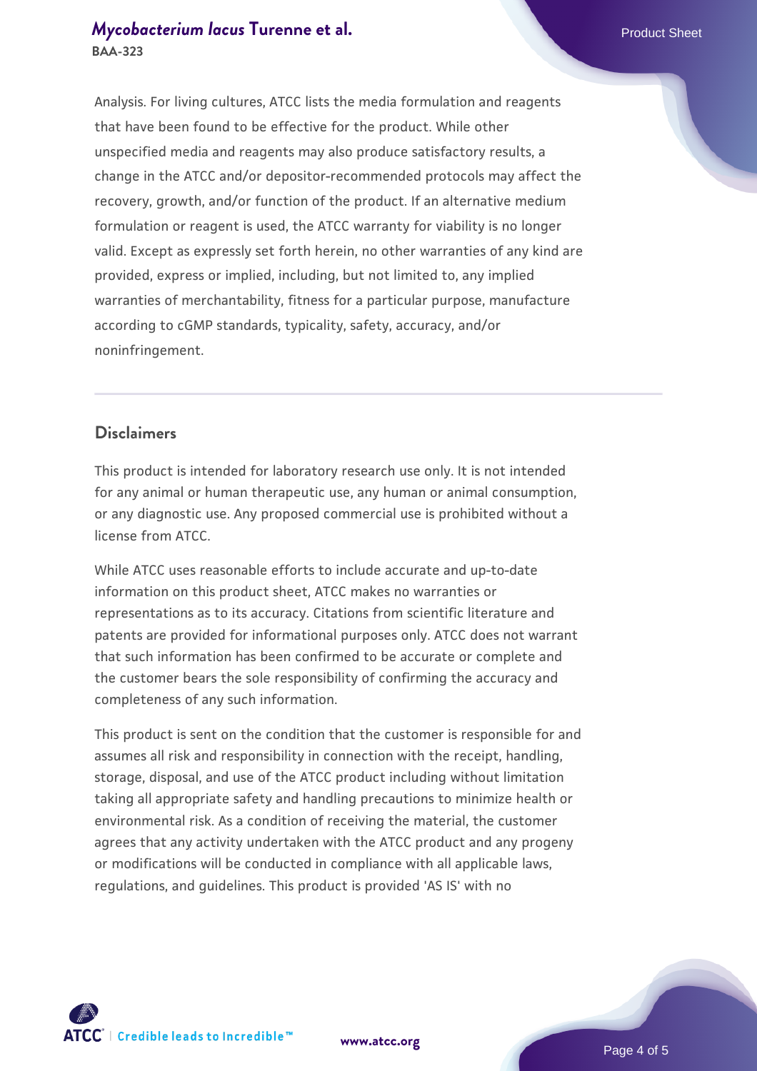Analysis. For living cultures, ATCC lists the media formulation and reagents that have been found to be effective for the product. While other unspecified media and reagents may also produce satisfactory results, a change in the ATCC and/or depositor-recommended protocols may affect the recovery, growth, and/or function of the product. If an alternative medium formulation or reagent is used, the ATCC warranty for viability is no longer valid. Except as expressly set forth herein, no other warranties of any kind are provided, express or implied, including, but not limited to, any implied warranties of merchantability, fitness for a particular purpose, manufacture according to cGMP standards, typicality, safety, accuracy, and/or noninfringement.

## Disclaimers

This product is intended for laboratory research use only. It is not intended for any animal or human therapeutic use, any human or animal consumption, or any diagnostic use. Any proposed commercial use is prohibited without a license from ATCC.

While ATCC uses reasonable efforts to include accurate and up-to-date information on this product sheet, ATCC makes no warranties or representations as to its accuracy. Citations from scientific literature and patents are provided for informational purposes only. ATCC does not warrant that such information has been confirmed to be accurate or complete and the customer bears the sole responsibility of confirming the accuracy and completeness of any such information.

This product is sent on the condition that the customer is responsible for and assumes all risk and responsibility in connection with the receipt, handling, storage, disposal, and use of the ATCC product including without limitation taking all appropriate safety and handling precautions to minimize health or environmental risk. As a condition of receiving the material, the customer agrees that any activity undertaken with the ATCC product and any progeny or modifications will be conducted in compliance with all applicable laws, regulations, and guidelines. This product is provided 'AS IS' with no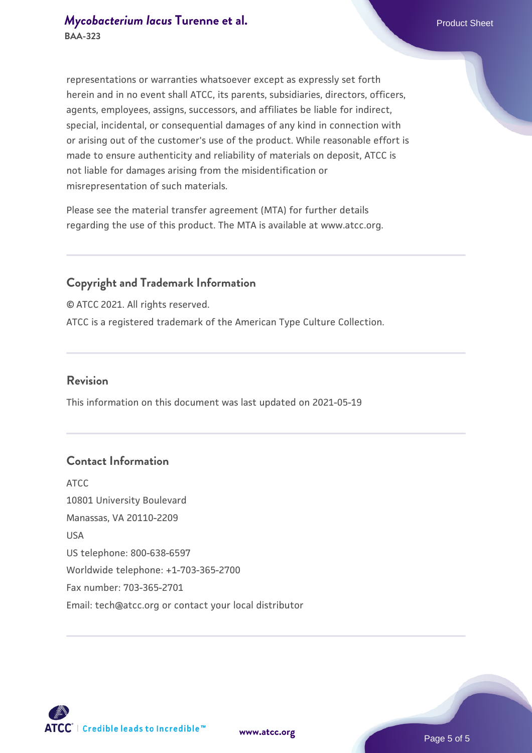representations or warranties whatsoever except as expressly set forth herein and in no event shall ATCC, its parents, subsidiaries, directors, officers, agents, employees, assigns, successors, and affiliates be liable for indirect, special, incidental, or consequential damages of any kind in connection with or arising out of the customer's use of the product. While reasonable effort is made to ensure authenticity and reliability of materials on deposit, ATCC is not liable for damages arising from the misidentification or misrepresentation of such materials.

Please see the material transfer agreement (MTA) for further details regarding the use of this product. The MTA is available at www.atcc.org.

## Copyright and Trademark Information

© ATCC 2021. All rights reserved.

ATCC is a registered trademark of the American Type Culture Collection.

## Revision

This information on this document was last updated on 2021-05-19

## Contact Information

ATCC
10801 University Boulevard
Manassas, VA 20110-2209
USA
US telephone: 800-638-6597
Worldwide telephone: +1-703-365-2700
Fax number: 703-365-2701
Email: tech@atcc.org or contact your local distributor